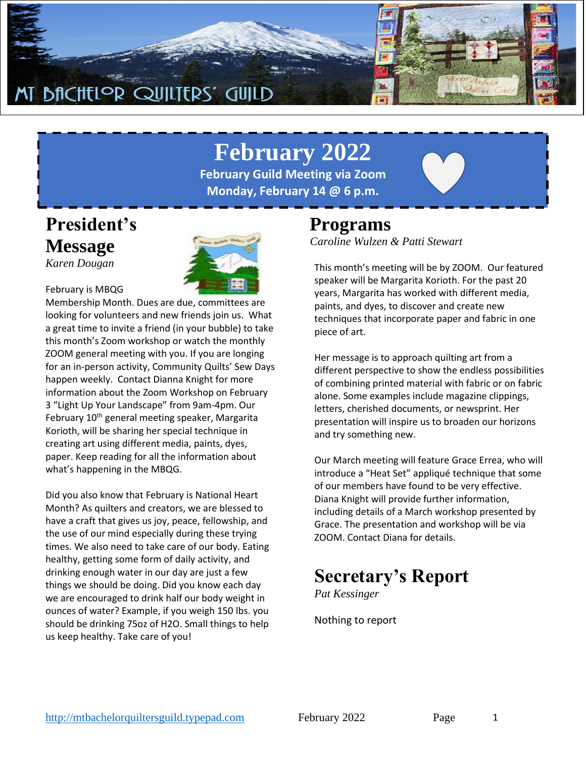MT BACHELOR QUILTERS' GUILD

# February 2022

**February Guild Meeting via Zoom**
**Monday, February 14 @ 6 p.m.**

## President's Message

*Karen Dougan*

February is MBQG Membership Month. Dues are due, committees are looking for volunteers and new friends join us. What a great time to invite a friend (in your bubble) to take this month's Zoom workshop or watch the monthly ZOOM general meeting with you. If you are longing for an in-person activity, Community Quilts' Sew Days happen weekly. Contact Dianna Knight for more information about the Zoom Workshop on February 3 "Light Up Your Landscape" from 9am-4pm. Our February 10th general meeting speaker, Margarita Korioth, will be sharing her special technique in creating art using different media, paints, dyes, paper. Keep reading for all the information about what's happening in the MBQG.

Did you also know that February is National Heart Month? As quilters and creators, we are blessed to have a craft that gives us joy, peace, fellowship, and the use of our mind especially during these trying times. We also need to take care of our body. Eating healthy, getting some form of daily activity, and drinking enough water in our day are just a few things we should be doing. Did you know each day we are encouraged to drink half our body weight in ounces of water? Example, if you weigh 150 lbs. you should be drinking 75oz of H2O. Small things to help us keep healthy. Take care of you!

## Programs

*Caroline Wulzen & Patti Stewart*

This month's meeting will be by ZOOM. Our featured speaker will be Margarita Korioth. For the past 20 years, Margarita has worked with different media, paints, and dyes, to discover and create new techniques that incorporate paper and fabric in one piece of art.

Her message is to approach quilting art from a different perspective to show the endless possibilities of combining printed material with fabric or on fabric alone. Some examples include magazine clippings, letters, cherished documents, or newsprint. Her presentation will inspire us to broaden our horizons and try something new.

Our March meeting will feature Grace Errea, who will introduce a "Heat Set" appliqué technique that some of our members have found to be very effective. Diana Knight will provide further information, including details of a March workshop presented by Grace. The presentation and workshop will be via ZOOM. Contact Diana for details.

## Secretary's Report

*Pat Kessinger*

Nothing to report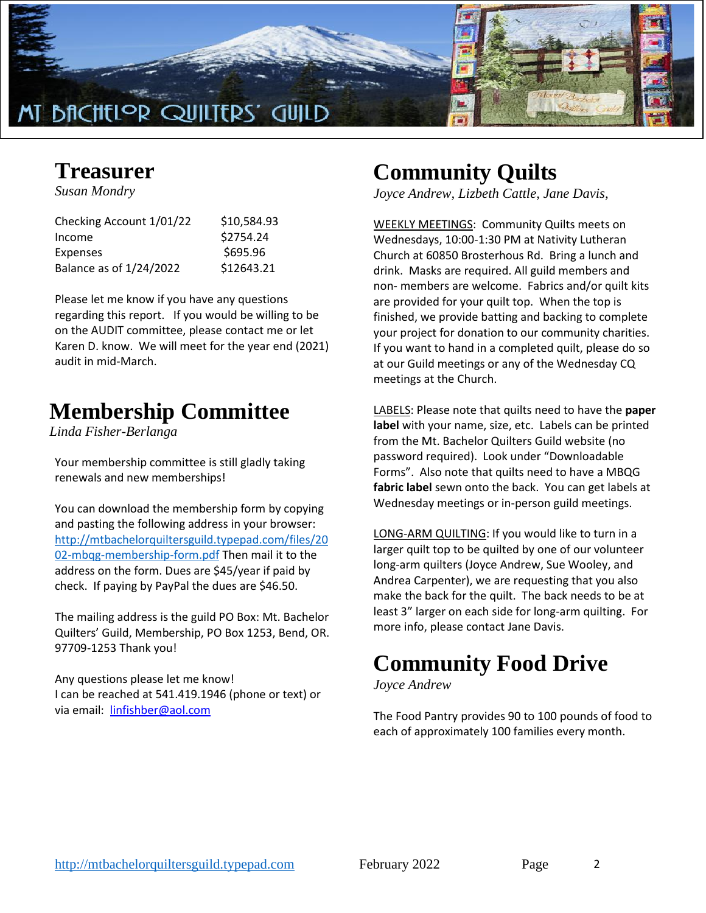# MT BACHELOR QUILTERS' GUILD

## Treasurer

*Susan Mondry*

| | |
|---|---|
| Checking Account 1/01/22 | $10,584.93 |
| Income | $2754.24 |
| Expenses | $695.96 |
| Balance as of 1/24/2022 | $12643.21 |

Please let me know if you have any questions regarding this report. If you would be willing to be on the AUDIT committee, please contact me or let Karen D. know. We will meet for the year end (2021) audit in mid-March.

## Membership Committee

*Linda Fisher-Berlanga*

Your membership committee is still gladly taking renewals and new memberships!

You can download the membership form by copying and pasting the following address in your browser: http://mtbachelorquiltersguild.typepad.com/files/2002-mbqg-membership-form.pdf Then mail it to the address on the form. Dues are $45/year if paid by check. If paying by PayPal the dues are $46.50.

The mailing address is the guild PO Box: Mt. Bachelor Quilters' Guild, Membership, PO Box 1253, Bend, OR. 97709-1253 Thank you!

Any questions please let me know!
I can be reached at 541.419.1946 (phone or text) or via email: linfishber@aol.com

## Community Quilts

*Joyce Andrew, Lizbeth Cattle, Jane Davis,*

WEEKLY MEETINGS: Community Quilts meets on Wednesdays, 10:00-1:30 PM at Nativity Lutheran Church at 60850 Brosterhous Rd. Bring a lunch and drink. Masks are required. All guild members and non- members are welcome. Fabrics and/or quilt kits are provided for your quilt top. When the top is finished, we provide batting and backing to complete your project for donation to our community charities. If you want to hand in a completed quilt, please do so at our Guild meetings or any of the Wednesday CQ meetings at the Church.

LABELS: Please note that quilts need to have the **paper label** with your name, size, etc. Labels can be printed from the Mt. Bachelor Quilters Guild website (no password required). Look under "Downloadable Forms". Also note that quilts need to have a MBQG **fabric label** sewn onto the back. You can get labels at Wednesday meetings or in-person guild meetings.

LONG-ARM QUILTING: If you would like to turn in a larger quilt top to be quilted by one of our volunteer long-arm quilters (Joyce Andrew, Sue Wooley, and Andrea Carpenter), we are requesting that you also make the back for the quilt. The back needs to be at least 3" larger on each side for long-arm quilting. For more info, please contact Jane Davis.

## Community Food Drive

*Joyce Andrew*

The Food Pantry provides 90 to 100 pounds of food to each of approximately 100 families every month.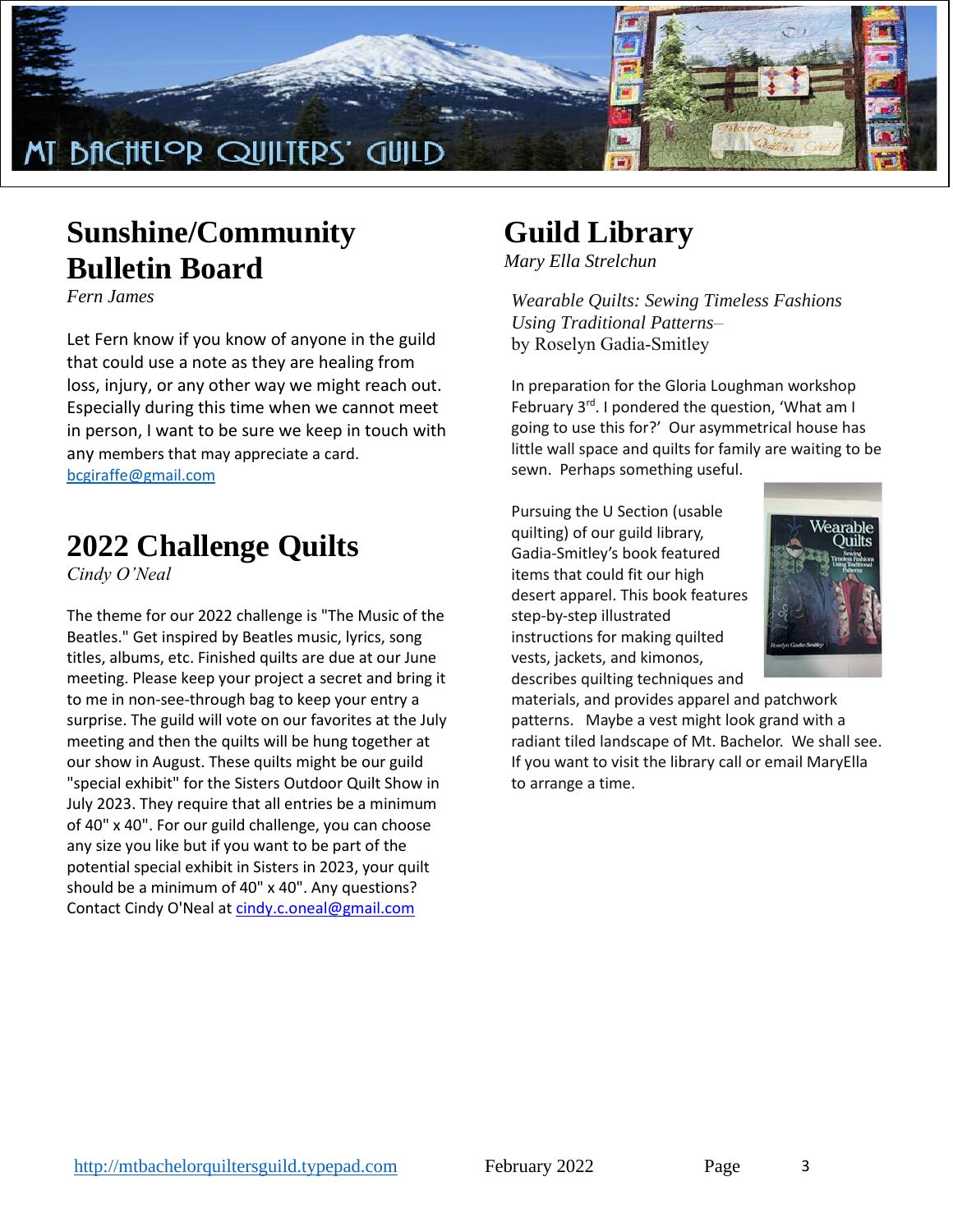# Sunshine/Community Bulletin Board

*Fern James*

Let Fern know if you know of anyone in the guild that could use a note as they are healing from loss, injury, or any other way we might reach out. Especially during this time when we cannot meet in person, I want to be sure we keep in touch with any members that may appreciate a card. bcgiraffe@gmail.com

# 2022 Challenge Quilts

*Cindy O'Neal*

The theme for our 2022 challenge is "The Music of the Beatles." Get inspired by Beatles music, lyrics, song titles, albums, etc. Finished quilts are due at our June meeting. Please keep your project a secret and bring it to me in non-see-through bag to keep your entry a surprise. The guild will vote on our favorites at the July meeting and then the quilts will be hung together at our show in August. These quilts might be our guild "special exhibit" for the Sisters Outdoor Quilt Show in July 2023. They require that all entries be a minimum of 40" x 40". For our guild challenge, you can choose any size you like but if you want to be part of the potential special exhibit in Sisters in 2023, your quilt should be a minimum of 40" x 40". Any questions? Contact Cindy O'Neal at cindy.c.oneal@gmail.com

# Guild Library

*Mary Ella Strelchun*

*Wearable Quilts: Sewing Timeless Fashions Using Traditional Patterns*– by Roselyn Gadia-Smitley

In preparation for the Gloria Loughman workshop February 3rd. I pondered the question, 'What am I going to use this for?' Our asymmetrical house has little wall space and quilts for family are waiting to be sewn. Perhaps something useful.

Pursuing the U Section (usable quilting) of our guild library, Gadia-Smitley's book featured items that could fit our high desert apparel. This book features step-by-step illustrated instructions for making quilted vests, jackets, and kimonos, describes quilting techniques and materials, and provides apparel and patchwork patterns. Maybe a vest might look grand with a radiant tiled landscape of Mt. Bachelor. We shall see. If you want to visit the library call or email MaryElla to arrange a time.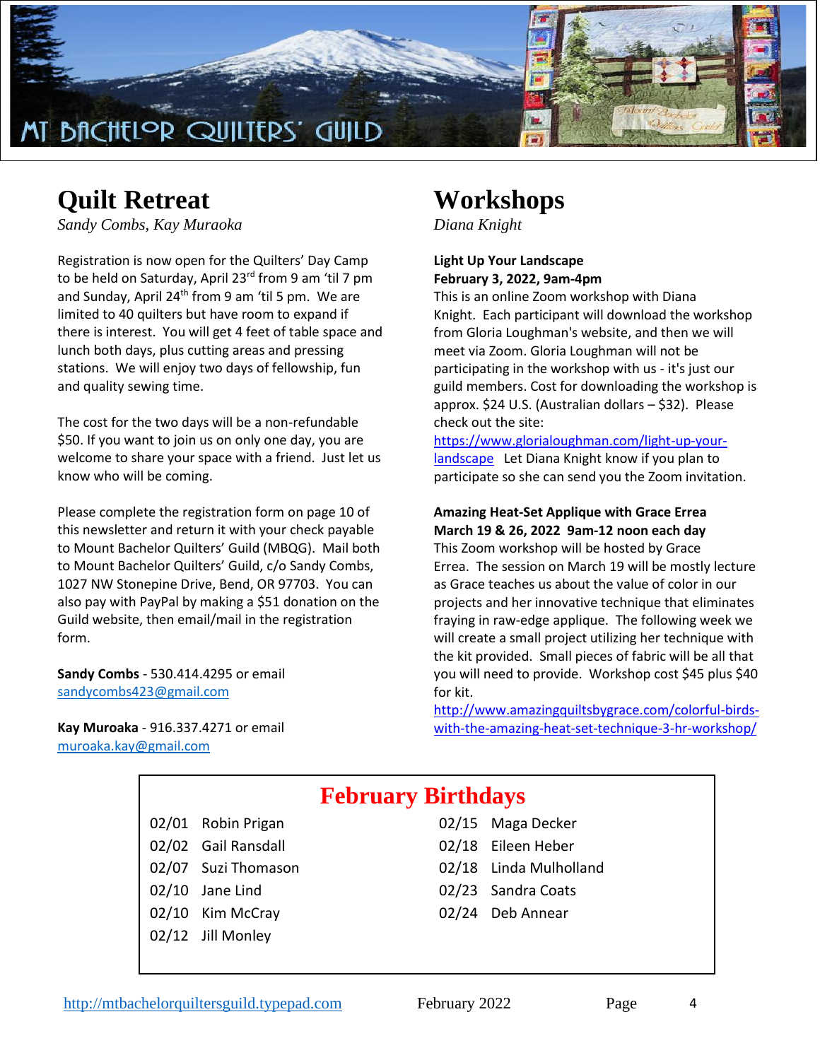# MT BACHELOR QUILTERS' GUILD

## Quilt Retreat

*Sandy Combs, Kay Muraoka*

Registration is now open for the Quilters' Day Camp to be held on Saturday, April 23rd from 9 am 'til 7 pm and Sunday, April 24th from 9 am 'til 5 pm. We are limited to 40 quilters but have room to expand if there is interest. You will get 4 feet of table space and lunch both days, plus cutting areas and pressing stations. We will enjoy two days of fellowship, fun and quality sewing time.

The cost for the two days will be a non-refundable $50. If you want to join us on only one day, you are welcome to share your space with a friend. Just let us know who will be coming.

Please complete the registration form on page 10 of this newsletter and return it with your check payable to Mount Bachelor Quilters' Guild (MBQG). Mail both to Mount Bachelor Quilters' Guild, c/o Sandy Combs, 1027 NW Stonepine Drive, Bend, OR 97703. You can also pay with PayPal by making a $51 donation on the Guild website, then email/mail in the registration form.

**Sandy Combs** - 530.414.4295 or email sandycombs423@gmail.com

**Kay Muroaka** - 916.337.4271 or email muroaka.kay@gmail.com

## Workshops

*Diana Knight*

**Light Up Your Landscape**
**February 3, 2022, 9am-4pm**

This is an online Zoom workshop with Diana Knight. Each participant will download the workshop from Gloria Loughman's website, and then we will meet via Zoom. Gloria Loughman will not be participating in the workshop with us - it's just our guild members. Cost for downloading the workshop is approx. $24 U.S. (Australian dollars – $32). Please check out the site: https://www.glorialoughman.com/light-up-your-landscape Let Diana Knight know if you plan to participate so she can send you the Zoom invitation.

**Amazing Heat-Set Applique with Grace Errea**
**March 19 & 26, 2022 9am-12 noon each day**

This Zoom workshop will be hosted by Grace Errea. The session on March 19 will be mostly lecture as Grace teaches us about the value of color in our projects and her innovative technique that eliminates fraying in raw-edge applique. The following week we will create a small project utilizing her technique with the kit provided. Small pieces of fabric will be all that you will need to provide. Workshop cost $45 plus $40 for kit.

http://www.amazingquiltsbygrace.com/colorful-birds-with-the-amazing-heat-set-technique-3-hr-workshop/

## February Birthdays

- 02/01 Robin Prigan
- 02/02 Gail Ransdall
- 02/07 Suzi Thomason
- 02/10 Jane Lind
- 02/10 Kim McCray
- 02/12 Jill Monley
- 02/15 Maga Decker
- 02/18 Eileen Heber
- 02/18 Linda Mulholland
- 02/23 Sandra Coats
- 02/24 Deb Annear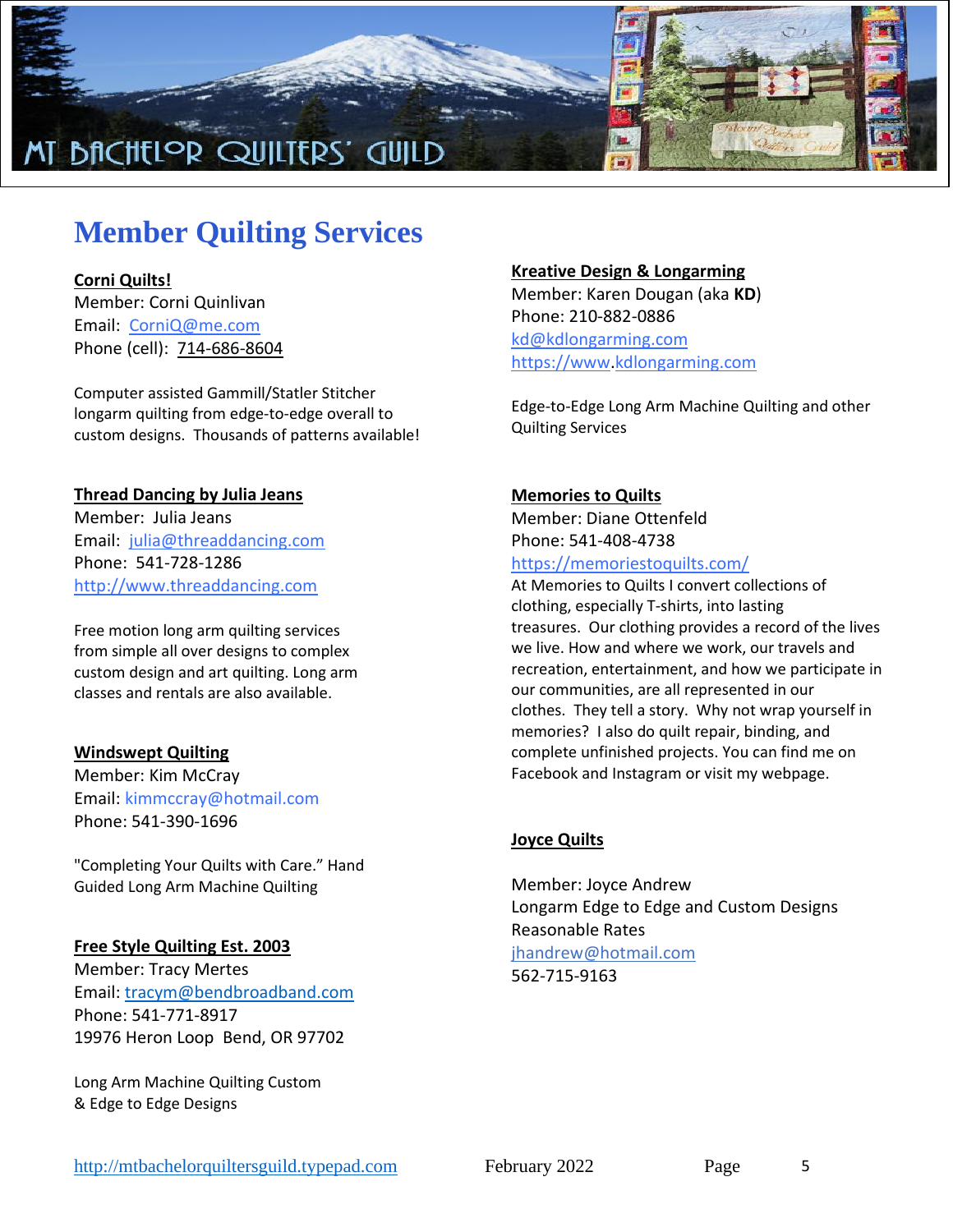# Member Quilting Services

**Corni Quilts!**
Member: Corni Quinlivan
Email: CorniQ@me.com
Phone (cell): 714-686-8604

Computer assisted Gammill/Statler Stitcher longarm quilting from edge-to-edge overall to custom designs. Thousands of patterns available!

**Thread Dancing by Julia Jeans**
Member: Julia Jeans
Email: julia@threaddancing.com
Phone: 541-728-1286
http://www.threaddancing.com

Free motion long arm quilting services from simple all over designs to complex custom design and art quilting. Long arm classes and rentals are also available.

**Windswept Quilting**
Member: Kim McCray
Email: kimmccray@hotmail.com
Phone: 541-390-1696

"Completing Your Quilts with Care." Hand Guided Long Arm Machine Quilting

**Free Style Quilting Est. 2003**
Member: Tracy Mertes
Email: tracym@bendbroadband.com
Phone: 541-771-8917
19976 Heron Loop Bend, OR 97702

Long Arm Machine Quilting Custom & Edge to Edge Designs

**Kreative Design & Longarming**
Member: Karen Dougan (aka **KD**)
Phone: 210-882-0886
kd@kdlongarming.com
https://www.kdlongarming.com

Edge-to-Edge Long Arm Machine Quilting and other Quilting Services

**Memories to Quilts**
Member: Diane Ottenfeld
Phone: 541-408-4738
https://memoriestoquilts.com/
At Memories to Quilts I convert collections of clothing, especially T-shirts, into lasting treasures. Our clothing provides a record of the lives we live. How and where we work, our travels and recreation, entertainment, and how we participate in our communities, are all represented in our clothes. They tell a story. Why not wrap yourself in memories? I also do quilt repair, binding, and complete unfinished projects. You can find me on Facebook and Instagram or visit my webpage.

**Joyce Quilts**

Member: Joyce Andrew
Longarm Edge to Edge and Custom Designs
Reasonable Rates
jhandrew@hotmail.com
562-715-9163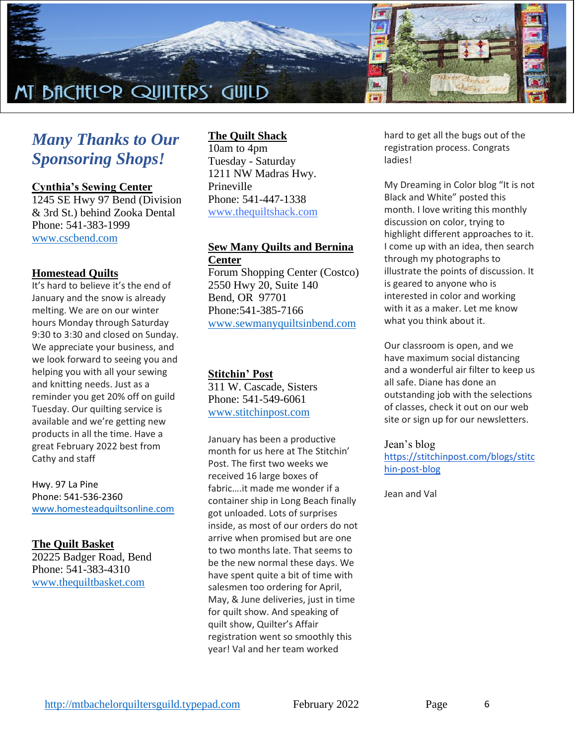## *Many Thanks to Our Sponsoring Shops!*

**Cynthia's Sewing Center**
1245 SE Hwy 97 Bend (Division & 3rd St.) behind Zooka Dental
Phone: 541-383-1999
www.cscbend.com

**Homestead Quilts**
It's hard to believe it's the end of January and the snow is already melting. We are on our winter hours Monday through Saturday 9:30 to 3:30 and closed on Sunday. We appreciate your business, and we look forward to seeing you and helping you with all your sewing and knitting needs. Just as a reminder you get 20% off on guild Tuesday. Our quilting service is available and we're getting new products in all the time. Have a great February 2022 best from Cathy and staff

Hwy. 97 La Pine
Phone: 541-536-2360
www.homesteadquiltsonline.com

**The Quilt Basket**
20225 Badger Road, Bend
Phone: 541-383-4310
www.thequiltbasket.com

**The Quilt Shack**
10am to 4pm
Tuesday - Saturday
1211 NW Madras Hwy.
Prineville
Phone: 541-447-1338
www.thequiltshack.com

**Sew Many Quilts and Bernina Center**
Forum Shopping Center (Costco)
2550 Hwy 20, Suite 140
Bend, OR 97701
Phone:541-385-7166
www.sewmanyquiltsinbend.com

**Stitchin' Post**
311 W. Cascade, Sisters
Phone: 541-549-6061
www.stitchinpost.com

January has been a productive month for us here at The Stitchin' Post. The first two weeks we received 16 large boxes of fabric….it made me wonder if a container ship in Long Beach finally got unloaded. Lots of surprises inside, as most of our orders do not arrive when promised but are one to two months late. That seems to be the new normal these days. We have spent quite a bit of time with salesmen too ordering for April, May, & June deliveries, just in time for quilt show. And speaking of quilt show, Quilter's Affair registration went so smoothly this year! Val and her team worked hard to get all the bugs out of the registration process. Congrats ladies!

My Dreaming in Color blog "It is not Black and White" posted this month. I love writing this monthly discussion on color, trying to highlight different approaches to it. I come up with an idea, then search through my photographs to illustrate the points of discussion. It is geared to anyone who is interested in color and working with it as a maker. Let me know what you think about it.

Our classroom is open, and we have maximum social distancing and a wonderful air filter to keep us all safe. Diane has done an outstanding job with the selections of classes, check it out on our web site or sign up for our newsletters.

Jean's blog
https://stitchinpost.com/blogs/stitchin-post-blog

Jean and Val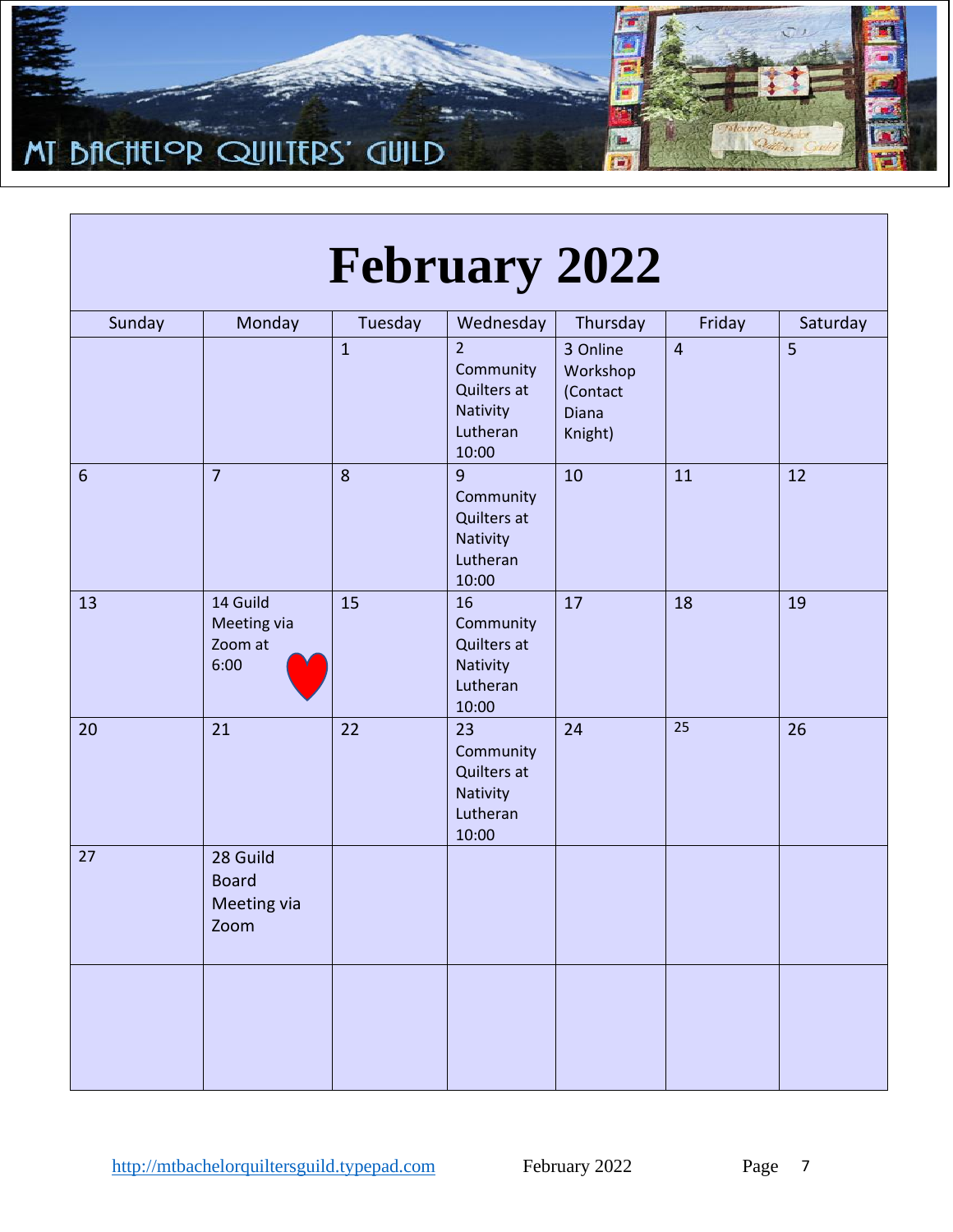MT BACHELOR QUILTERS' GUILD

# February 2022

| Sunday | Monday | Tuesday | Wednesday | Thursday | Friday | Saturday |
|---|---|---|---|---|---|---|
| | | 1 | 2 Community Quilters at Nativity Lutheran 10:00 | 3 Online Workshop (Contact Diana Knight) | 4 | 5 |
| 6 | 7 | 8 | 9 Community Quilters at Nativity Lutheran 10:00 | 10 | 11 | 12 |
| 13 | 14 Guild Meeting via Zoom at 6:00 | 15 | 16 Community Quilters at Nativity Lutheran 10:00 | 17 | 18 | 19 |
| 20 | 21 | 22 | 23 Community Quilters at Nativity Lutheran 10:00 | 24 | 25 | 26 |
| 27 | 28 Guild Board Meeting via Zoom | | | | | |
| | | | | | | |

http://mtbachelorquiltersguild.typepad.com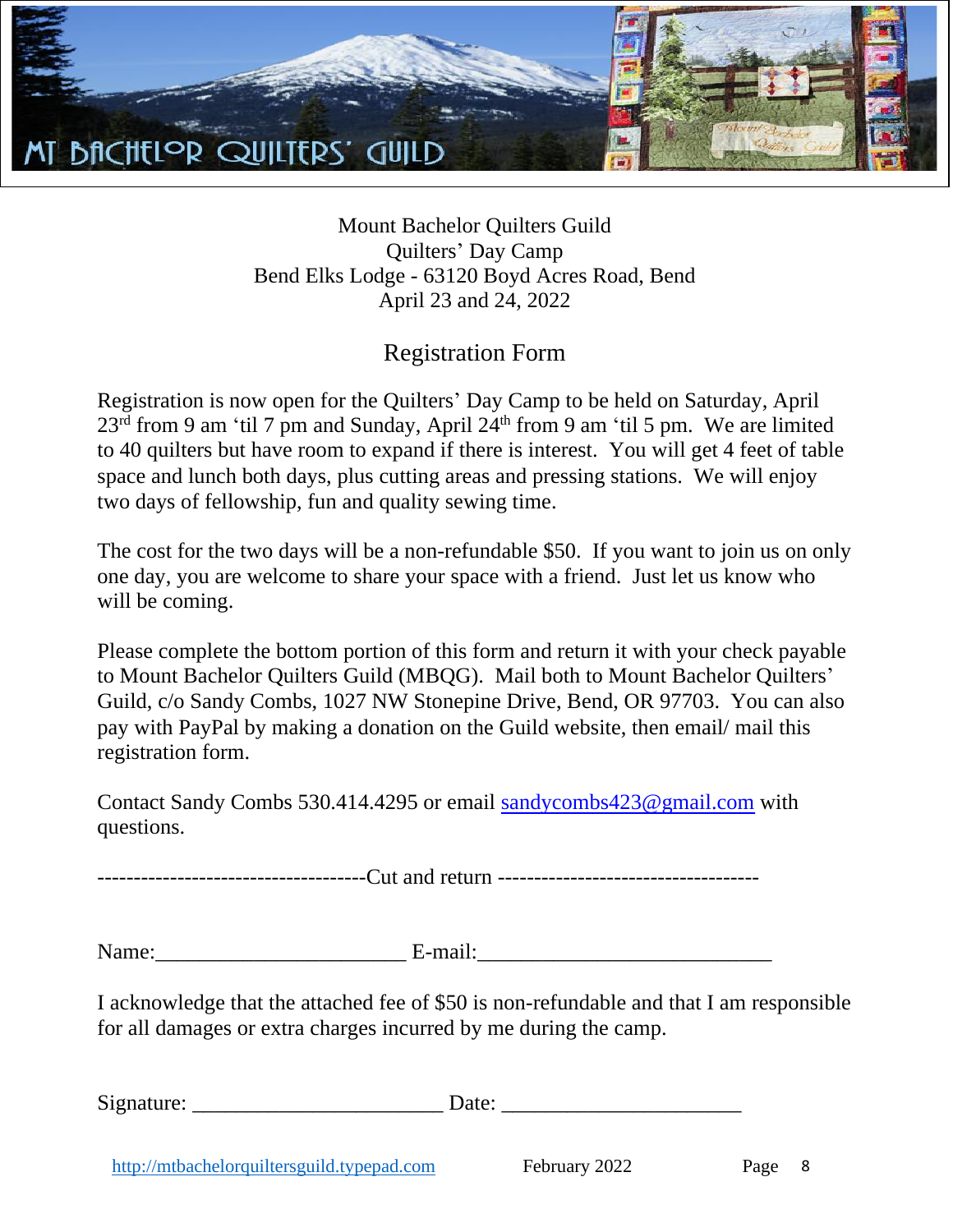Mount Bachelor Quilters Guild
Quilters' Day Camp
Bend Elks Lodge - 63120 Boyd Acres Road, Bend
April 23 and 24, 2022

## Registration Form

Registration is now open for the Quilters' Day Camp to be held on Saturday, April 23rd from 9 am 'til 7 pm and Sunday, April 24th from 9 am 'til 5 pm. We are limited to 40 quilters but have room to expand if there is interest. You will get 4 feet of table space and lunch both days, plus cutting areas and pressing stations. We will enjoy two days of fellowship, fun and quality sewing time.

The cost for the two days will be a non-refundable $50. If you want to join us on only one day, you are welcome to share your space with a friend. Just let us know who will be coming.

Please complete the bottom portion of this form and return it with your check payable to Mount Bachelor Quilters Guild (MBQG). Mail both to Mount Bachelor Quilters' Guild, c/o Sandy Combs, 1027 NW Stonepine Drive, Bend, OR 97703. You can also pay with PayPal by making a donation on the Guild website, then email/ mail this registration form.

Contact Sandy Combs 530.414.4295 or email [sandycombs423@gmail.com](mailto:sandycombs423@gmail.com) with questions.

-------------------------------------Cut and return ------------------------------------

Name:_______________________ E-mail:___________________________

I acknowledge that the attached fee of $50 is non-refundable and that I am responsible for all damages or extra charges incurred by me during the camp.

Signature: _______________________ Date: ______________________